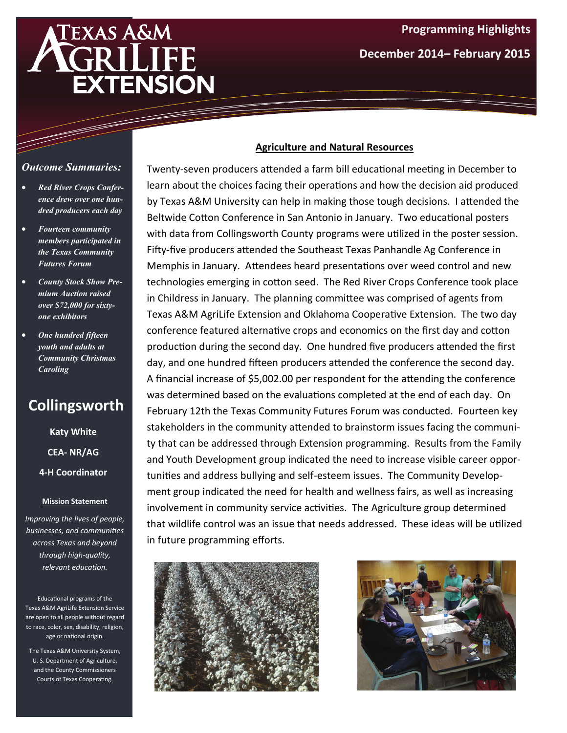# Texas A&M AgriLife Extension

**Programming Highlights**

**December 2014– February 2015**

## Agriculture and Natural Resources

Twenty-seven producers attended a farm bill educational meeting in December to learn about the choices facing their operations and how the decision aid produced by Texas A&M University can help in making those tough decisions. I attended the Beltwide Cotton Conference in San Antonio in January. Two educational posters with data from Collingsworth County programs were utilized in the poster session. Fifty-five producers attended the Southeast Texas Panhandle Ag Conference in Memphis in January. Attendees heard presentations over weed control and new technologies emerging in cotton seed. The Red River Crops Conference took place in Childress in January. The planning committee was comprised of agents from Texas A&M AgriLife Extension and Oklahoma Cooperative Extension. The two day conference featured alternative crops and economics on the first day and cotton production during the second day. One hundred five producers attended the first day, and one hundred fifteen producers attended the conference the second day. A financial increase of $5,002.00 per respondent for the attending the conference was determined based on the evaluations completed at the end of each day. On February 12th the Texas Community Futures Forum was conducted. Fourteen key stakeholders in the community attended to brainstorm issues facing the community that can be addressed through Extension programming. Results from the Family and Youth Development group indicated the need to increase visible career opportunities and address bullying and self-esteem issues. The Community Development group indicated the need for health and wellness fairs, as well as increasing involvement in community service activities. The Agriculture group determined that wildlife control was an issue that needs addressed. These ideas will be utilized in future programming efforts.

### *Outcome Summaries:*

- ***Red River Crops Conference drew over one hundred producers each day***
- ***Fourteen community members participated in the Texas Community Futures Forum***
- ***County Stock Show Premium Auction raised over $72,000 for sixty-one exhibitors***
- ***One hundred fifteen youth and adults at Community Christmas Caroling***

## Collingsworth

**Katy White**

**CEA- NR/AG**

**4-H Coordinator**

**Mission Statement**

*Improving the lives of people, businesses, and communities across Texas and beyond through high-quality, relevant education.*

Educational programs of the Texas A&M AgriLife Extension Service are open to all people without regard to race, color, sex, disability, religion, age or national origin.

The Texas A&M University System, U. S. Department of Agriculture, and the County Commissioners Courts of Texas Cooperating.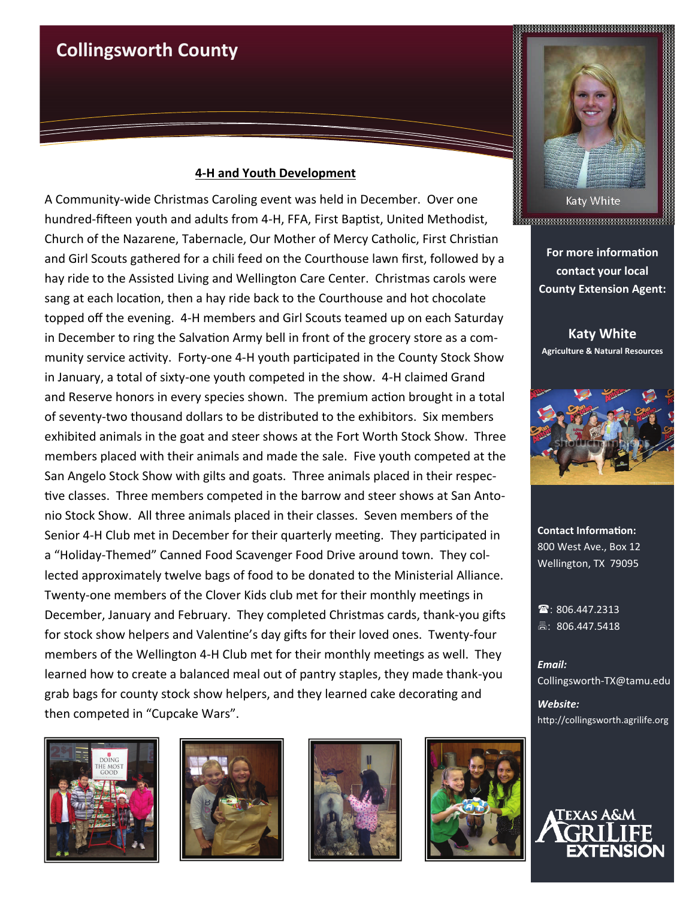# Collingsworth County

## 4-H and Youth Development

A Community-wide Christmas Caroling event was held in December. Over one hundred-fifteen youth and adults from 4-H, FFA, First Baptist, United Methodist, Church of the Nazarene, Tabernacle, Our Mother of Mercy Catholic, First Christian and Girl Scouts gathered for a chili feed on the Courthouse lawn first, followed by a hay ride to the Assisted Living and Wellington Care Center. Christmas carols were sang at each location, then a hay ride back to the Courthouse and hot chocolate topped off the evening. 4-H members and Girl Scouts teamed up on each Saturday in December to ring the Salvation Army bell in front of the grocery store as a community service activity. Forty-one 4-H youth participated in the County Stock Show in January, a total of sixty-one youth competed in the show. 4-H claimed Grand and Reserve honors in every species shown. The premium action brought in a total of seventy-two thousand dollars to be distributed to the exhibitors. Six members exhibited animals in the goat and steer shows at the Fort Worth Stock Show. Three members placed with their animals and made the sale. Five youth competed at the San Angelo Stock Show with gilts and goats. Three animals placed in their respective classes. Three members competed in the barrow and steer shows at San Antonio Stock Show. All three animals placed in their classes. Seven members of the Senior 4-H Club met in December for their quarterly meeting. They participated in a "Holiday-Themed" Canned Food Scavenger Food Drive around town. They collected approximately twelve bags of food to be donated to the Ministerial Alliance. Twenty-one members of the Clover Kids club met for their monthly meetings in December, January and February. They completed Christmas cards, thank-you gifts for stock show helpers and Valentine's day gifts for their loved ones. Twenty-four members of the Wellington 4-H Club met for their monthly meetings as well. They learned how to create a balanced meal out of pantry staples, they made thank-you grab bags for county stock show helpers, and they learned cake decorating and then competed in "Cupcake Wars".

Katy White

**For more information contact your local County Extension Agent:**

**Katy White**
**Agriculture & Natural Resources**

**Contact Information:**
800 West Ave., Box 12
Wellington, TX 79095

☎: 806.447.2313
🖷: 806.447.5418

***Email:***
Collingsworth-TX@tamu.edu

***Website:***
http://collingsworth.agrilife.org

Texas A&M AgriLife Extension